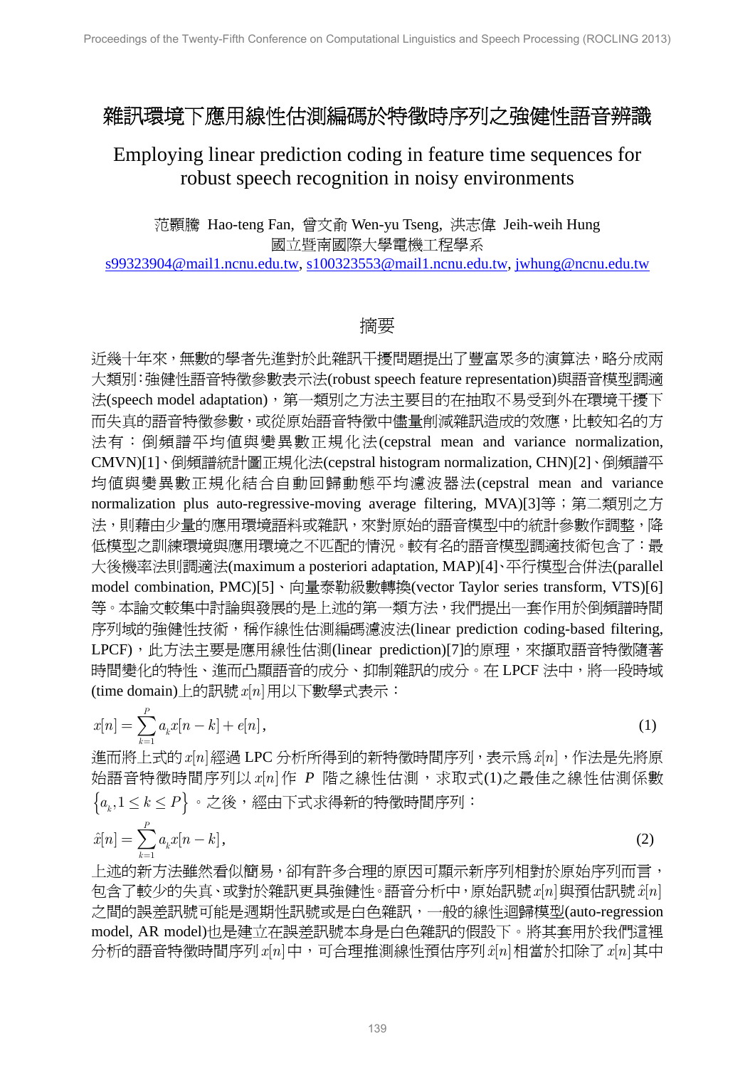# 雜訊環境下應用線性估測編碼於特徵時序列之強健性語音辨識

# Employing linear prediction coding in feature time sequences for robust speech recognition in noisy environments

范顥騰 Hao-teng Fan, 曾文俞 Wen-yu Tseng, 洪志偉 Jeih-weih Hung

國立暨南國際大學電機工程學系

s99323904@mail1.ncnu.edu.tw, s100323553@mail1.ncnu.edu.tw, jwhung@ncnu.edu.tw

## 摘要

近幾十年來，無數的學者先進對於此雜訊干擾問題提出了豐富眾多的演算法，略分成兩大類別:強健性語音特徵參數表示法(robust speech feature representation)與語音模型調適法(speech model adaptation)，第一類別之方法主要目的在抽取不易受到外在環境干擾下而失真的語音特徵參數，或從原始語音特徵中儘量削減雜訊造成的效應，比較知名的方法有：倒頻譜平均值與變異數正規化法(cepstral mean and variance normalization, CMVN)[1]、倒頻譜統計圖正規化法(cepstral histogram normalization, CHN)[2]、倒頻譜平均值與變異數正規化結合自動回歸動態平均濾波器法(cepstral mean and variance normalization plus auto-regressive-moving average filtering, MVA)[3]等；第二類別之方法，則藉由少量的應用環境語料或雜訊，來對原始的語音模型中的統計參數作調整，降低模型之訓練環境與應用環境之不匹配的情況。較有名的語音模型調適技術包含了：最大後機率法則調適法(maximum a posteriori adaptation, MAP)[4]、平行模型合併法(parallel model combination, PMC)[5]、向量泰勒級數轉換(vector Taylor series transform, VTS)[6]等。本論文較集中討論與發展的是上述的第一類方法，我們提出一套作用於倒頻譜時間序列域的強健性技術，稱作線性估測編碼濾波法(linear prediction coding-based filtering, LPCF)，此方法主要是應用線性估測(linear prediction)[7]的原理，來擷取語音特徵隨著時間變化的特性、進而凸顯語音的成分、抑制雜訊的成分。在 LPCF 法中，將一段時域(time domain)上的訊號 $x[n]$ 用以下數學式表示：

$$x[n] = \sum_{k=1}^{P} a_k x[n-k] + e[n], \tag{1}$$

進而將上式的 $x[n]$ 經過 LPC 分析所得到的新特徵時間序列，表示為 $\hat{x}[n]$，作法是先將原始語音特徵時間序列以 $x[n]$ 作 $P$ 階之線性估測，求取式(1)之最佳之線性估測係數 $\left\{a_k, 1 \le k \le P\right\}$。之後，經由下式求得新的特徵時間序列：

$$\hat{x}[n] = \sum_{k=1}^{P} a_k x[n-k], \tag{2}$$

上述的新方法雖然看似簡易，卻有許多合理的原因可顯示新序列相對於原始序列而言，包含了較少的失真、或對於雜訊更具強健性。語音分析中，原始訊號 $x[n]$ 與預估訊號 $\hat{x}[n]$ 之間的誤差訊號可能是週期性訊號或是白色雜訊，一般的線性迴歸模型(auto-regression model, AR model)也是建立在誤差訊號本身是白色雜訊的假設下。將其套用於我們這裡分析的語音特徵時間序列 $x[n]$ 中，可合理推測線性預估序列 $\hat{x}[n]$ 相當於扣除了 $x[n]$ 其中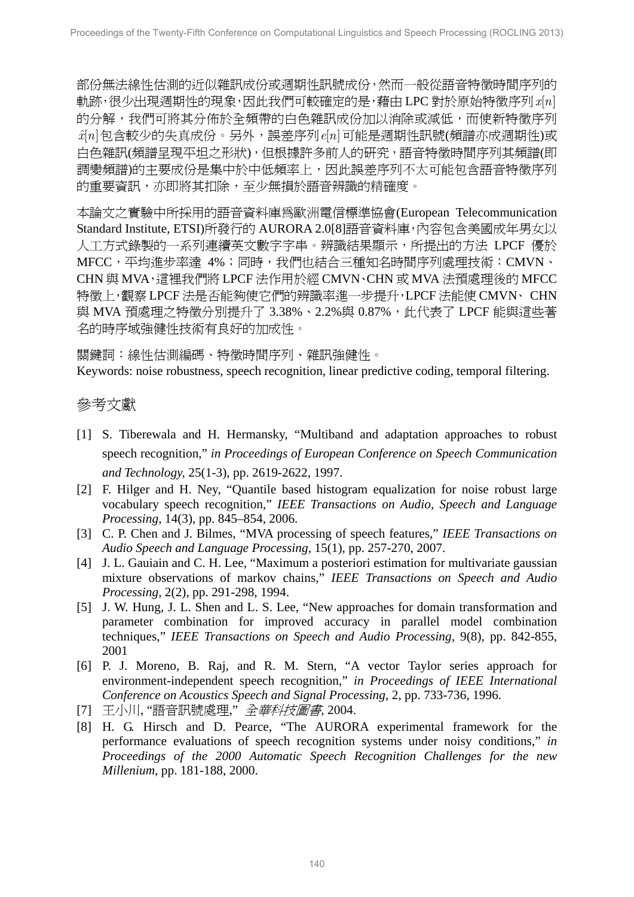部份無法線性估測的近似雜訊成份或週期性訊號成份，然而一般從語音特徵時間序列的軌跡，很少出現週期性的現象，因此我們可較確定的是，藉由 LPC 對於原始特徵序列 $x[n]$ 的分解，我們可將其分佈於全頻帶的白色雜訊成份加以消除或減低，而使新特徵序列 $\hat{x}[n]$ 包含較少的失真成份。另外，誤差序列 $e[n]$ 可能是週期性訊號(頻譜亦成週期性)或白色雜訊(頻譜呈現平坦之形狀)，但根據許多前人的研究，語音特徵時間序列其頻譜(即調變頻譜)的主要成份是集中於中低頻率上，因此誤差序列不太可能包含語音特徵序列的重要資訊，亦即將其扣除，至少無損於語音辨識的精確度。

本論文之實驗中所採用的語音資料庫爲歐洲電信標準協會(European Telecommunication Standard Institute, ETSI)所發行的 AURORA 2.0[8]語音資料庫，內容包含美國成年男女以人工方式錄製的一系列連續英文數字字串。辨識結果顯示，所提出的方法 LPCF 優於 MFCC，平均進步率達 4%；同時，我們也結合三種知名時間序列處理技術：CMVN、CHN 與 MVA，這裡我們將 LPCF 法作用於經 CMVN、CHN 或 MVA 法預處理後的 MFCC 特徵上，觀察 LPCF 法是否能夠使它們的辨識率進一步提升，LPCF 法能使 CMVN、 CHN 與 MVA 預處理之特徵分別提升了 3.38%、2.2%與 0.87%，此代表了 LPCF 能與這些著名的時序域強健性技術有良好的加成性。

關鍵詞：線性估測編碼、特徵時間序列、雜訊強健性。
Keywords: noise robustness, speech recognition, linear predictive coding, temporal filtering.

## 參考文獻

[1] S. Tiberewala and H. Hermansky, "Multiband and adaptation approaches to robust speech recognition," *in Proceedings of European Conference on Speech Communication and Technology*, 25(1-3), pp. 2619-2622, 1997.

[2] F. Hilger and H. Ney, "Quantile based histogram equalization for noise robust large vocabulary speech recognition," *IEEE Transactions on Audio, Speech and Language Processing*, 14(3), pp. 845–854, 2006.

[3] C. P. Chen and J. Bilmes, "MVA processing of speech features," *IEEE Transactions on Audio Speech and Language Processing*, 15(1), pp. 257-270, 2007.

[4] J. L. Gauiain and C. H. Lee, "Maximum a posteriori estimation for multivariate gaussian mixture observations of markov chains," *IEEE Transactions on Speech and Audio Processing*, 2(2), pp. 291-298, 1994.

[5] J. W. Hung, J. L. Shen and L. S. Lee, "New approaches for domain transformation and parameter combination for improved accuracy in parallel model combination techniques," *IEEE Transactions on Speech and Audio Processing*, 9(8), pp. 842-855, 2001

[6] P. J. Moreno, B. Raj, and R. M. Stern, "A vector Taylor series approach for environment-independent speech recognition," *in Proceedings of IEEE International Conference on Acoustics Speech and Signal Processing*, 2, pp. 733-736, 1996.

[7] 王小川, "語音訊號處理," *全華科技圖書*, 2004.

[8] H. G. Hirsch and D. Pearce, "The AURORA experimental framework for the performance evaluations of speech recognition systems under noisy conditions," *in Proceedings of the 2000 Automatic Speech Recognition Challenges for the new Millenium*, pp. 181-188, 2000.